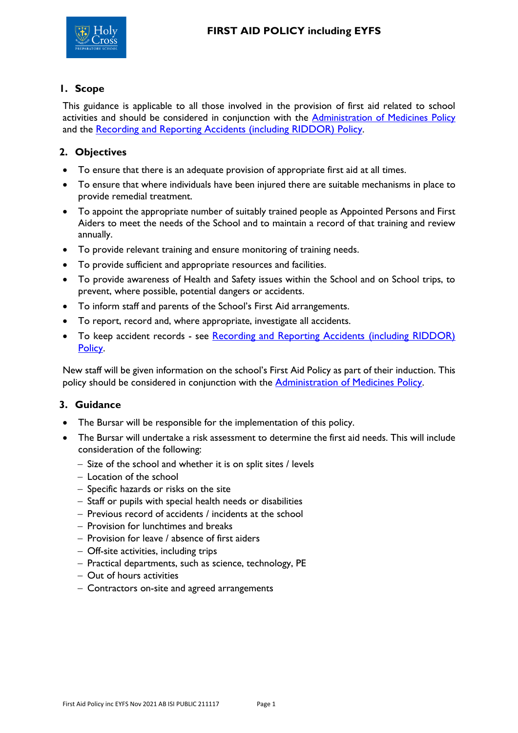# FIRST AID POLICY including EYFS

## 1. Scope

This guidance is applicable to all those involved in the provision of first aid related to school activities and should be considered in conjunction with the Administration of Medicines Policy and the Recording and Reporting Accidents (including RIDDOR) Policy.

## 2. Objectives

- To ensure that there is an adequate provision of appropriate first aid at all times.
- To ensure that where individuals have been injured there are suitable mechanisms in place to provide remedial treatment.
- To appoint the appropriate number of suitably trained people as Appointed Persons and First Aiders to meet the needs of the School and to maintain a record of that training and review annually.
- To provide relevant training and ensure monitoring of training needs.
- To provide sufficient and appropriate resources and facilities.
- To provide awareness of Health and Safety issues within the School and on School trips, to prevent, where possible, potential dangers or accidents.
- To inform staff and parents of the School's First Aid arrangements.
- To report, record and, where appropriate, investigate all accidents.
- To keep accident records - see Recording and Reporting Accidents (including RIDDOR) Policy.

New staff will be given information on the school's First Aid Policy as part of their induction. This policy should be considered in conjunction with the Administration of Medicines Policy.

## 3. Guidance

- The Bursar will be responsible for the implementation of this policy.
- The Bursar will undertake a risk assessment to determine the first aid needs. This will include consideration of the following:
  - Size of the school and whether it is on split sites / levels
  - Location of the school
  - Specific hazards or risks on the site
  - Staff or pupils with special health needs or disabilities
  - Previous record of accidents / incidents at the school
  - Provision for lunchtimes and breaks
  - Provision for leave / absence of first aiders
  - Off-site activities, including trips
  - Practical departments, such as science, technology, PE
  - Out of hours activities
  - Contractors on-site and agreed arrangements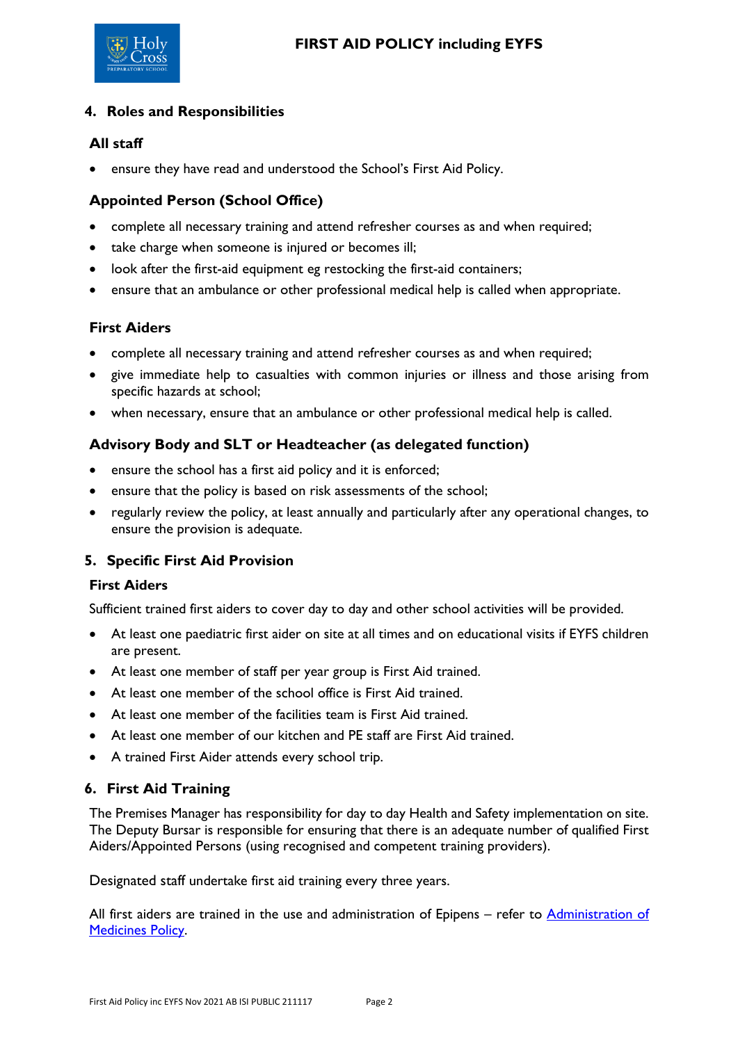## 4. Roles and Responsibilities

### All staff

- ensure they have read and understood the School's First Aid Policy.

### Appointed Person (School Office)

- complete all necessary training and attend refresher courses as and when required;
- take charge when someone is injured or becomes ill;
- look after the first-aid equipment eg restocking the first-aid containers;
- ensure that an ambulance or other professional medical help is called when appropriate.

### First Aiders

- complete all necessary training and attend refresher courses as and when required;
- give immediate help to casualties with common injuries or illness and those arising from specific hazards at school;
- when necessary, ensure that an ambulance or other professional medical help is called.

### Advisory Body and SLT or Headteacher (as delegated function)

- ensure the school has a first aid policy and it is enforced;
- ensure that the policy is based on risk assessments of the school;
- regularly review the policy, at least annually and particularly after any operational changes, to ensure the provision is adequate.

## 5. Specific First Aid Provision

### First Aiders

Sufficient trained first aiders to cover day to day and other school activities will be provided.

- At least one paediatric first aider on site at all times and on educational visits if EYFS children are present.
- At least one member of staff per year group is First Aid trained.
- At least one member of the school office is First Aid trained.
- At least one member of the facilities team is First Aid trained.
- At least one member of our kitchen and PE staff are First Aid trained.
- A trained First Aider attends every school trip.

## 6. First Aid Training

The Premises Manager has responsibility for day to day Health and Safety implementation on site. The Deputy Bursar is responsible for ensuring that there is an adequate number of qualified First Aiders/Appointed Persons (using recognised and competent training providers).

Designated staff undertake first aid training every three years.

All first aiders are trained in the use and administration of Epipens – refer to Administration of Medicines Policy.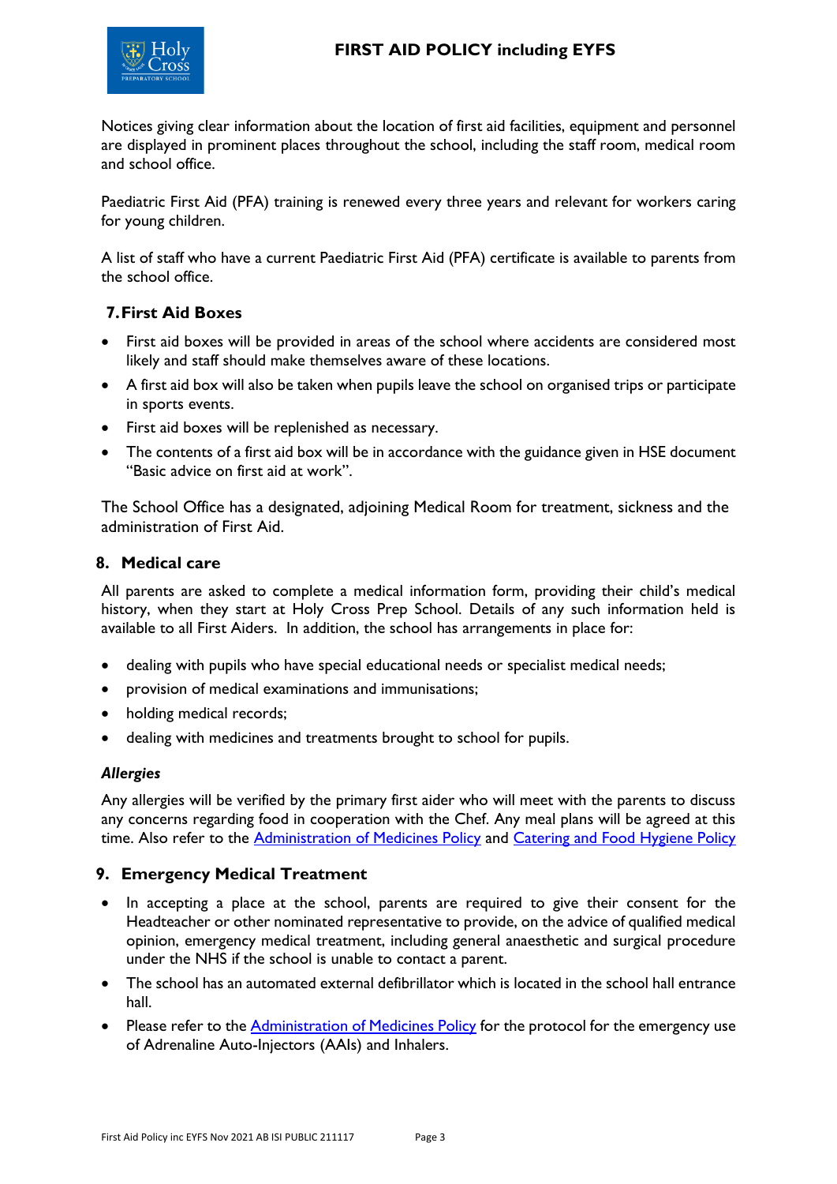Notices giving clear information about the location of first aid facilities, equipment and personnel are displayed in prominent places throughout the school, including the staff room, medical room and school office.

Paediatric First Aid (PFA) training is renewed every three years and relevant for workers caring for young children.

A list of staff who have a current Paediatric First Aid (PFA) certificate is available to parents from the school office.

## 7. First Aid Boxes

- First aid boxes will be provided in areas of the school where accidents are considered most likely and staff should make themselves aware of these locations.
- A first aid box will also be taken when pupils leave the school on organised trips or participate in sports events.
- First aid boxes will be replenished as necessary.
- The contents of a first aid box will be in accordance with the guidance given in HSE document "Basic advice on first aid at work".

The School Office has a designated, adjoining Medical Room for treatment, sickness and the administration of First Aid.

## 8. Medical care

All parents are asked to complete a medical information form, providing their child's medical history, when they start at Holy Cross Prep School. Details of any such information held is available to all First Aiders. In addition, the school has arrangements in place for:

- dealing with pupils who have special educational needs or specialist medical needs;
- provision of medical examinations and immunisations;
- holding medical records;
- dealing with medicines and treatments brought to school for pupils.

### *Allergies*

Any allergies will be verified by the primary first aider who will meet with the parents to discuss any concerns regarding food in cooperation with the Chef. Any meal plans will be agreed at this time. Also refer to the Administration of Medicines Policy and Catering and Food Hygiene Policy

## 9. Emergency Medical Treatment

- In accepting a place at the school, parents are required to give their consent for the Headteacher or other nominated representative to provide, on the advice of qualified medical opinion, emergency medical treatment, including general anaesthetic and surgical procedure under the NHS if the school is unable to contact a parent.
- The school has an automated external defibrillator which is located in the school hall entrance hall.
- Please refer to the Administration of Medicines Policy for the protocol for the emergency use of Adrenaline Auto-Injectors (AAIs) and Inhalers.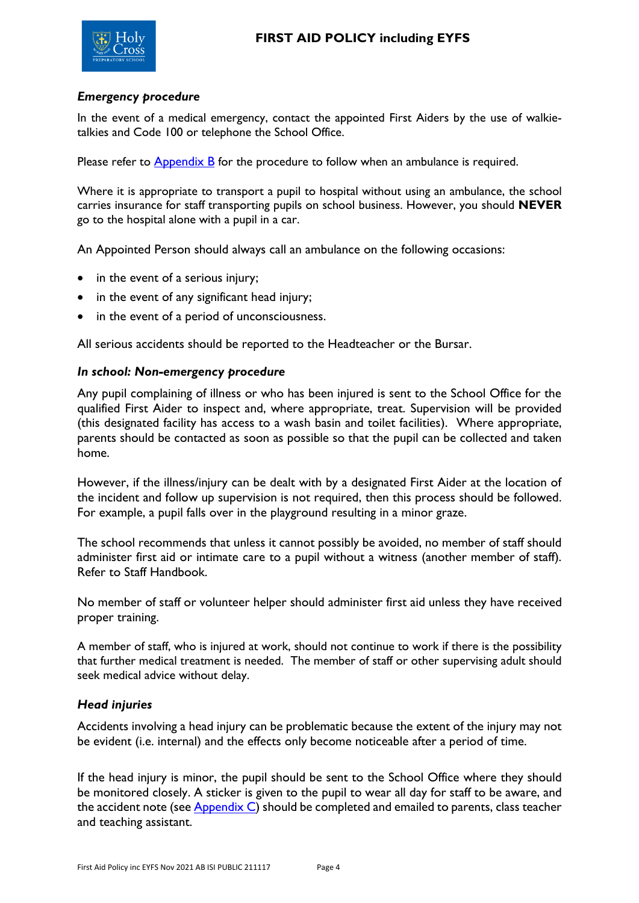### *Emergency procedure*

In the event of a medical emergency, contact the appointed First Aiders by the use of walkie-talkies and Code 100 or telephone the School Office.

Please refer to Appendix B for the procedure to follow when an ambulance is required.

Where it is appropriate to transport a pupil to hospital without using an ambulance, the school carries insurance for staff transporting pupils on school business. However, you should **NEVER** go to the hospital alone with a pupil in a car.

An Appointed Person should always call an ambulance on the following occasions:

- in the event of a serious injury;
- in the event of any significant head injury;
- in the event of a period of unconsciousness.

All serious accidents should be reported to the Headteacher or the Bursar.

### *In school: Non-emergency procedure*

Any pupil complaining of illness or who has been injured is sent to the School Office for the qualified First Aider to inspect and, where appropriate, treat. Supervision will be provided (this designated facility has access to a wash basin and toilet facilities). Where appropriate, parents should be contacted as soon as possible so that the pupil can be collected and taken home.

However, if the illness/injury can be dealt with by a designated First Aider at the location of the incident and follow up supervision is not required, then this process should be followed. For example, a pupil falls over in the playground resulting in a minor graze.

The school recommends that unless it cannot possibly be avoided, no member of staff should administer first aid or intimate care to a pupil without a witness (another member of staff). Refer to Staff Handbook.

No member of staff or volunteer helper should administer first aid unless they have received proper training.

A member of staff, who is injured at work, should not continue to work if there is the possibility that further medical treatment is needed. The member of staff or other supervising adult should seek medical advice without delay.

### *Head injuries*

Accidents involving a head injury can be problematic because the extent of the injury may not be evident (i.e. internal) and the effects only become noticeable after a period of time.

If the head injury is minor, the pupil should be sent to the School Office where they should be monitored closely. A sticker is given to the pupil to wear all day for staff to be aware, and the accident note (see Appendix C) should be completed and emailed to parents, class teacher and teaching assistant.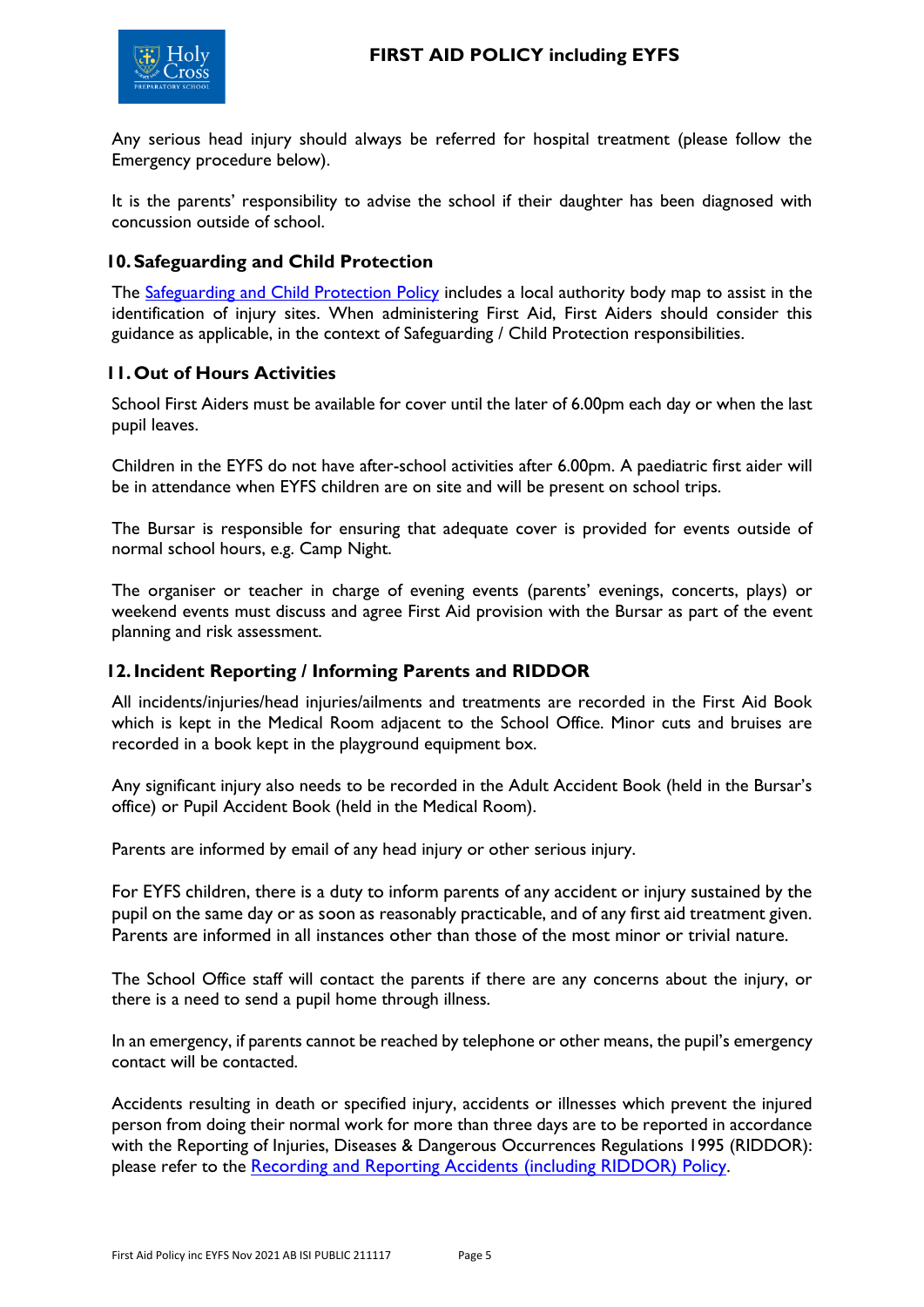Any serious head injury should always be referred for hospital treatment (please follow the Emergency procedure below).

It is the parents' responsibility to advise the school if their daughter has been diagnosed with concussion outside of school.

## 10. Safeguarding and Child Protection

The Safeguarding and Child Protection Policy includes a local authority body map to assist in the identification of injury sites. When administering First Aid, First Aiders should consider this guidance as applicable, in the context of Safeguarding / Child Protection responsibilities.

## 11. Out of Hours Activities

School First Aiders must be available for cover until the later of 6.00pm each day or when the last pupil leaves.

Children in the EYFS do not have after-school activities after 6.00pm. A paediatric first aider will be in attendance when EYFS children are on site and will be present on school trips.

The Bursar is responsible for ensuring that adequate cover is provided for events outside of normal school hours, e.g. Camp Night.

The organiser or teacher in charge of evening events (parents' evenings, concerts, plays) or weekend events must discuss and agree First Aid provision with the Bursar as part of the event planning and risk assessment.

## 12. Incident Reporting / Informing Parents and RIDDOR

All incidents/injuries/head injuries/ailments and treatments are recorded in the First Aid Book which is kept in the Medical Room adjacent to the School Office. Minor cuts and bruises are recorded in a book kept in the playground equipment box.

Any significant injury also needs to be recorded in the Adult Accident Book (held in the Bursar's office) or Pupil Accident Book (held in the Medical Room).

Parents are informed by email of any head injury or other serious injury.

For EYFS children, there is a duty to inform parents of any accident or injury sustained by the pupil on the same day or as soon as reasonably practicable, and of any first aid treatment given. Parents are informed in all instances other than those of the most minor or trivial nature.

The School Office staff will contact the parents if there are any concerns about the injury, or there is a need to send a pupil home through illness.

In an emergency, if parents cannot be reached by telephone or other means, the pupil's emergency contact will be contacted.

Accidents resulting in death or specified injury, accidents or illnesses which prevent the injured person from doing their normal work for more than three days are to be reported in accordance with the Reporting of Injuries, Diseases & Dangerous Occurrences Regulations 1995 (RIDDOR): please refer to the Recording and Reporting Accidents (including RIDDOR) Policy.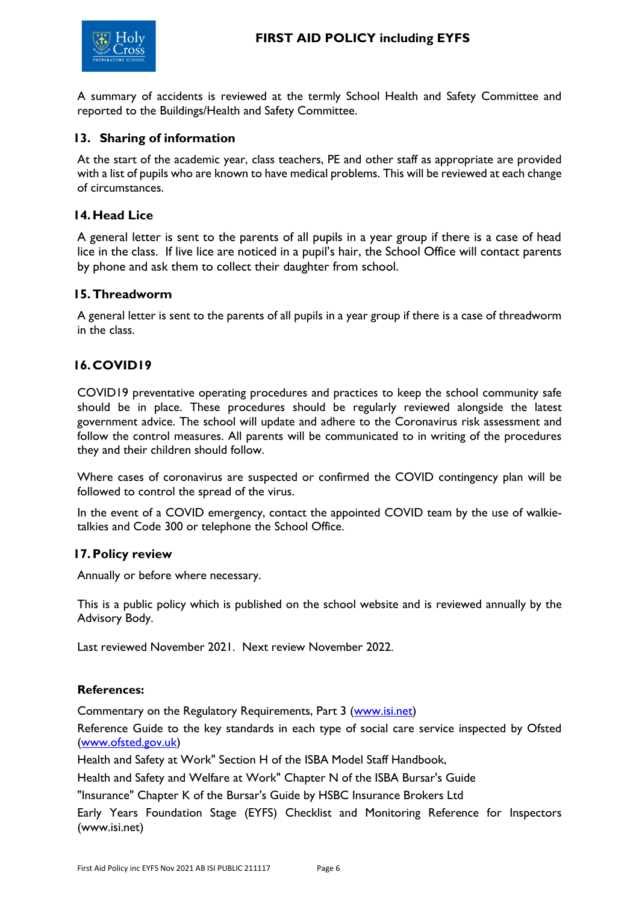A summary of accidents is reviewed at the termly School Health and Safety Committee and reported to the Buildings/Health and Safety Committee.

## 13. Sharing of information

At the start of the academic year, class teachers, PE and other staff as appropriate are provided with a list of pupils who are known to have medical problems. This will be reviewed at each change of circumstances.

## 14. Head Lice

A general letter is sent to the parents of all pupils in a year group if there is a case of head lice in the class. If live lice are noticed in a pupil's hair, the School Office will contact parents by phone and ask them to collect their daughter from school.

## 15. Threadworm

A general letter is sent to the parents of all pupils in a year group if there is a case of threadworm in the class.

## 16. COVID19

COVID19 preventative operating procedures and practices to keep the school community safe should be in place. These procedures should be regularly reviewed alongside the latest government advice. The school will update and adhere to the Coronavirus risk assessment and follow the control measures. All parents will be communicated to in writing of the procedures they and their children should follow.

Where cases of coronavirus are suspected or confirmed the COVID contingency plan will be followed to control the spread of the virus.

In the event of a COVID emergency, contact the appointed COVID team by the use of walkie-talkies and Code 300 or telephone the School Office.

## 17. Policy review

Annually or before where necessary.

This is a public policy which is published on the school website and is reviewed annually by the Advisory Body.

Last reviewed November 2021. Next review November 2022.

**References:**

Commentary on the Regulatory Requirements, Part 3 (www.isi.net)

Reference Guide to the key standards in each type of social care service inspected by Ofsted (www.ofsted.gov.uk)

Health and Safety at Work" Section H of the ISBA Model Staff Handbook,

Health and Safety and Welfare at Work" Chapter N of the ISBA Bursar's Guide

"Insurance" Chapter K of the Bursar's Guide by HSBC Insurance Brokers Ltd

Early Years Foundation Stage (EYFS) Checklist and Monitoring Reference for Inspectors (www.isi.net)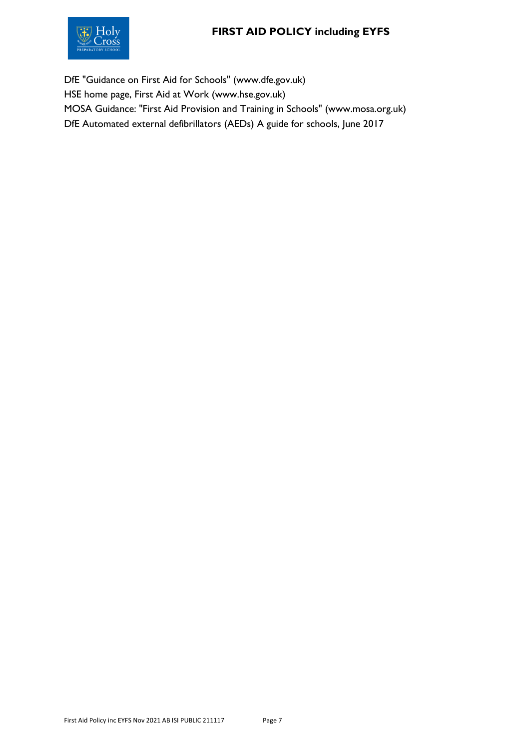DfE "Guidance on First Aid for Schools" (www.dfe.gov.uk)
HSE home page, First Aid at Work (www.hse.gov.uk)
MOSA Guidance: "First Aid Provision and Training in Schools" (www.mosa.org.uk)
DfE Automated external defibrillators (AEDs) A guide for schools, June 2017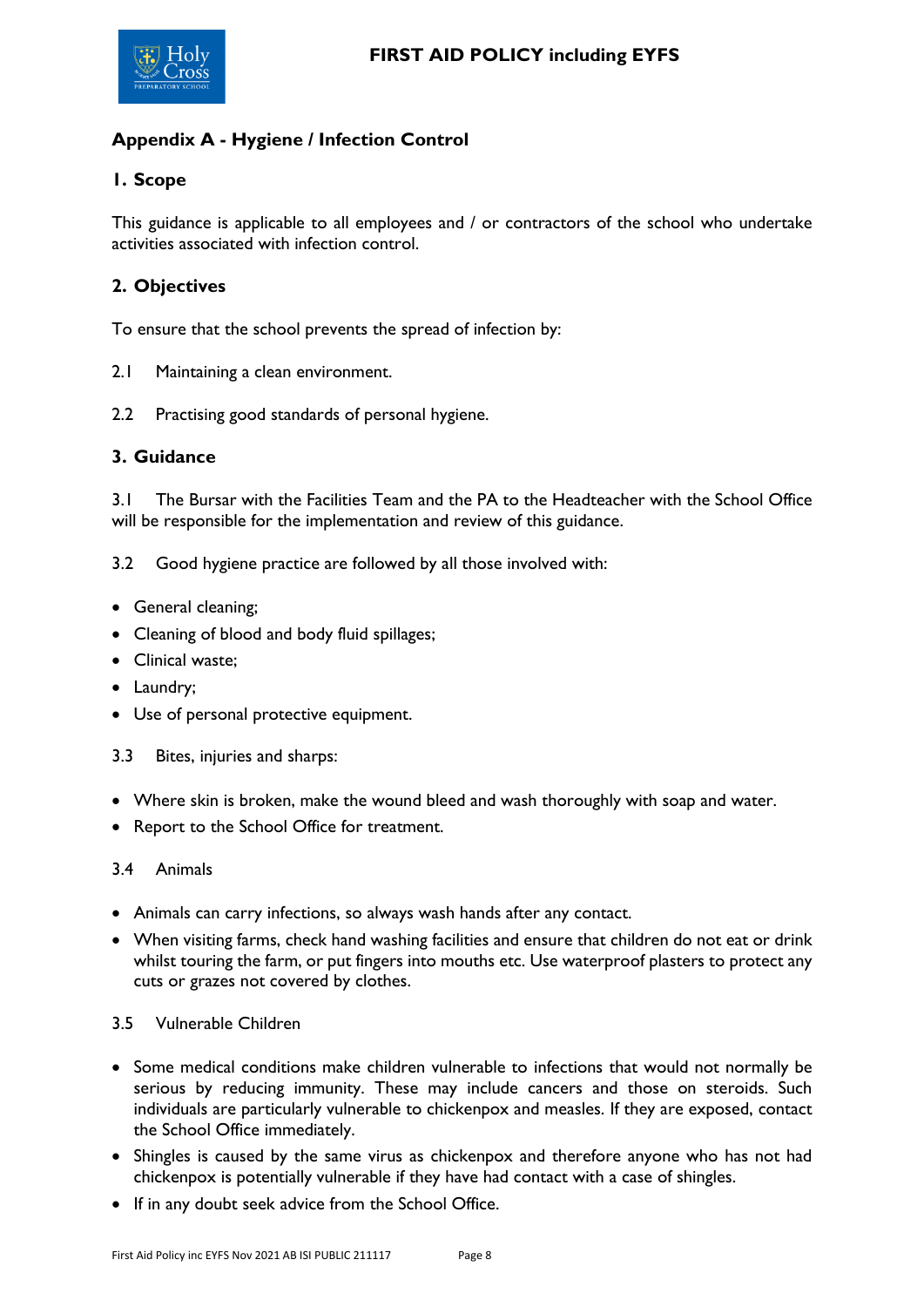## Appendix A - Hygiene / Infection Control

### 1. Scope

This guidance is applicable to all employees and / or contractors of the school who undertake activities associated with infection control.

### 2. Objectives

To ensure that the school prevents the spread of infection by:

2.1 Maintaining a clean environment.

2.2 Practising good standards of personal hygiene.

### 3. Guidance

3.1 The Bursar with the Facilities Team and the PA to the Headteacher with the School Office will be responsible for the implementation and review of this guidance.

3.2 Good hygiene practice are followed by all those involved with:

- General cleaning;
- Cleaning of blood and body fluid spillages;
- Clinical waste;
- Laundry;
- Use of personal protective equipment.

3.3 Bites, injuries and sharps:

- Where skin is broken, make the wound bleed and wash thoroughly with soap and water.
- Report to the School Office for treatment.

3.4 Animals

- Animals can carry infections, so always wash hands after any contact.
- When visiting farms, check hand washing facilities and ensure that children do not eat or drink whilst touring the farm, or put fingers into mouths etc. Use waterproof plasters to protect any cuts or grazes not covered by clothes.

3.5 Vulnerable Children

- Some medical conditions make children vulnerable to infections that would not normally be serious by reducing immunity. These may include cancers and those on steroids. Such individuals are particularly vulnerable to chickenpox and measles. If they are exposed, contact the School Office immediately.
- Shingles is caused by the same virus as chickenpox and therefore anyone who has not had chickenpox is potentially vulnerable if they have had contact with a case of shingles.
- If in any doubt seek advice from the School Office.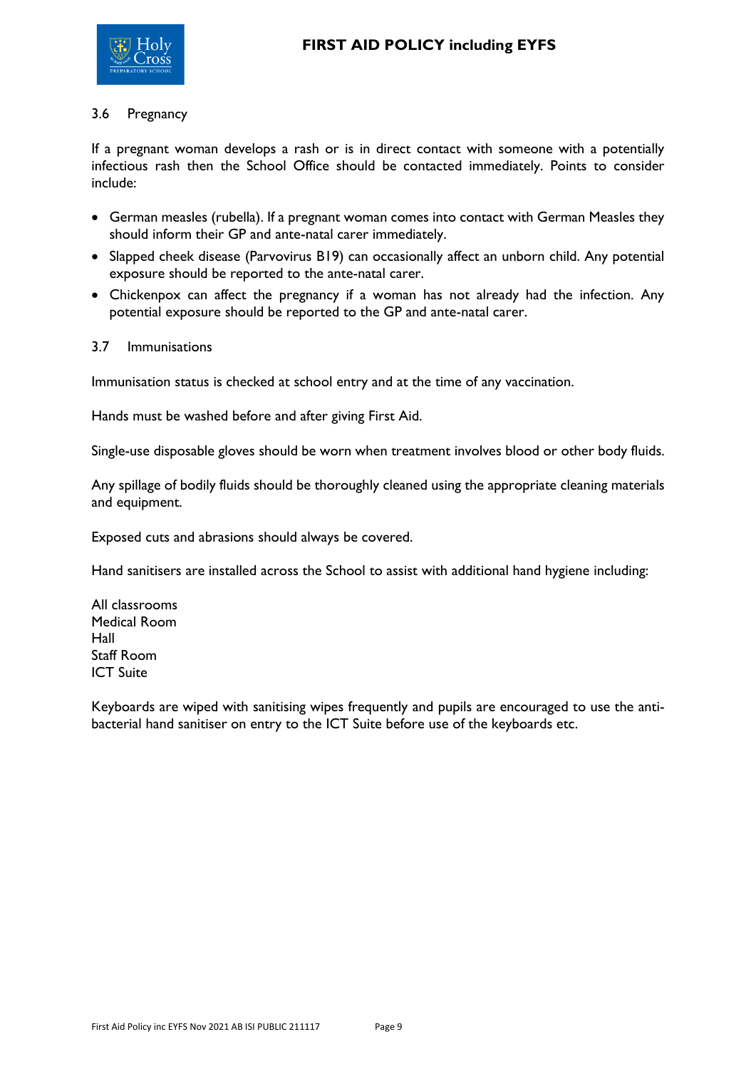### 3.6 Pregnancy

If a pregnant woman develops a rash or is in direct contact with someone with a potentially infectious rash then the School Office should be contacted immediately. Points to consider include:

- German measles (rubella). If a pregnant woman comes into contact with German Measles they should inform their GP and ante-natal carer immediately.
- Slapped cheek disease (Parvovirus B19) can occasionally affect an unborn child. Any potential exposure should be reported to the ante-natal carer.
- Chickenpox can affect the pregnancy if a woman has not already had the infection. Any potential exposure should be reported to the GP and ante-natal carer.

### 3.7 Immunisations

Immunisation status is checked at school entry and at the time of any vaccination.

Hands must be washed before and after giving First Aid.

Single-use disposable gloves should be worn when treatment involves blood or other body fluids.

Any spillage of bodily fluids should be thoroughly cleaned using the appropriate cleaning materials and equipment.

Exposed cuts and abrasions should always be covered.

Hand sanitisers are installed across the School to assist with additional hand hygiene including:

All classrooms  
Medical Room  
Hall  
Staff Room  
ICT Suite

Keyboards are wiped with sanitising wipes frequently and pupils are encouraged to use the anti-bacterial hand sanitiser on entry to the ICT Suite before use of the keyboards etc.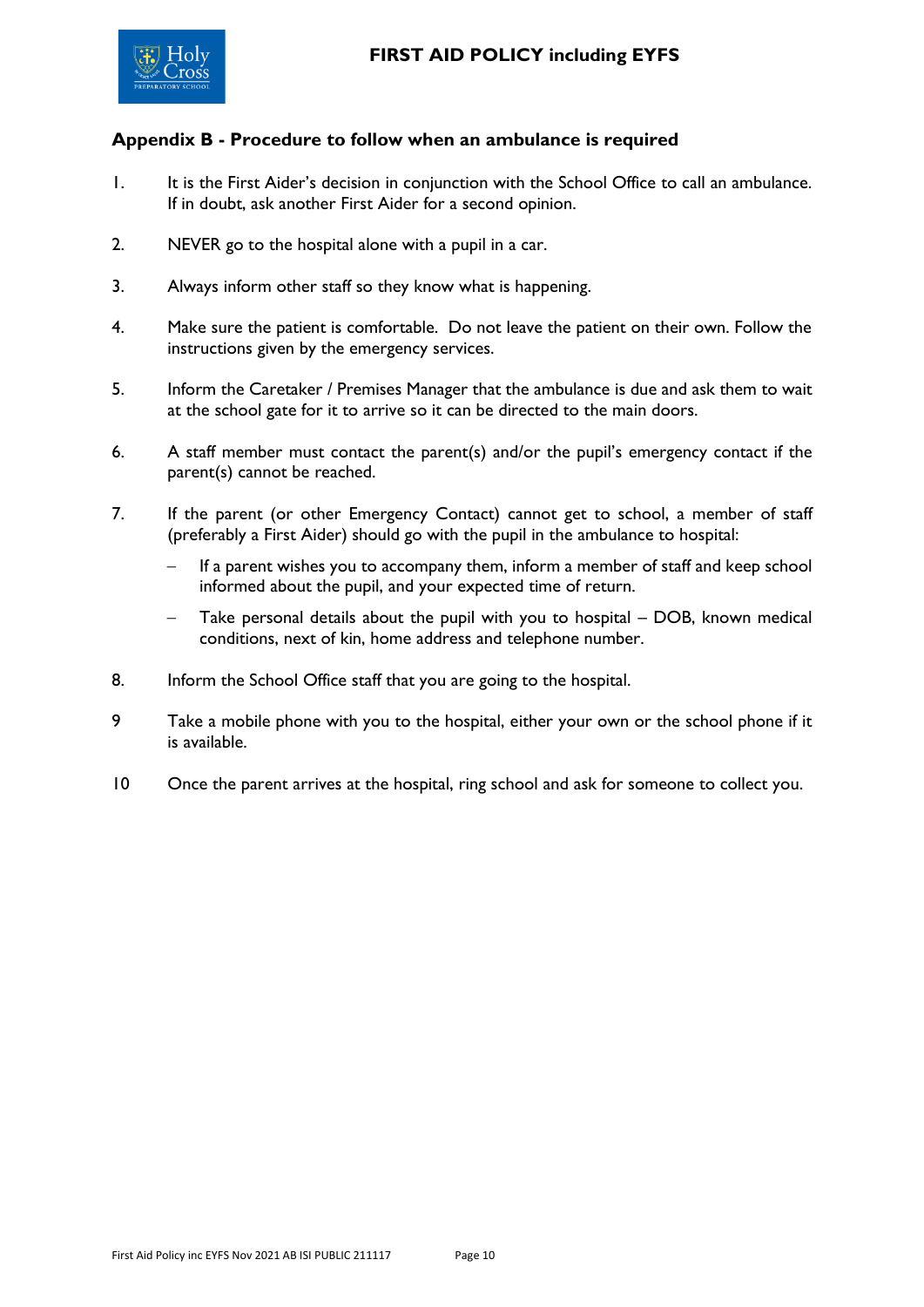## Appendix B - Procedure to follow when an ambulance is required

1. It is the First Aider's decision in conjunction with the School Office to call an ambulance. If in doubt, ask another First Aider for a second opinion.

2. NEVER go to the hospital alone with a pupil in a car.

3. Always inform other staff so they know what is happening.

4. Make sure the patient is comfortable. Do not leave the patient on their own. Follow the instructions given by the emergency services.

5. Inform the Caretaker / Premises Manager that the ambulance is due and ask them to wait at the school gate for it to arrive so it can be directed to the main doors.

6. A staff member must contact the parent(s) and/or the pupil's emergency contact if the parent(s) cannot be reached.

7. If the parent (or other Emergency Contact) cannot get to school, a member of staff (preferably a First Aider) should go with the pupil in the ambulance to hospital:
   - If a parent wishes you to accompany them, inform a member of staff and keep school informed about the pupil, and your expected time of return.
   - Take personal details about the pupil with you to hospital – DOB, known medical conditions, next of kin, home address and telephone number.

8. Inform the School Office staff that you are going to the hospital.

9. Take a mobile phone with you to the hospital, either your own or the school phone if it is available.

10. Once the parent arrives at the hospital, ring school and ask for someone to collect you.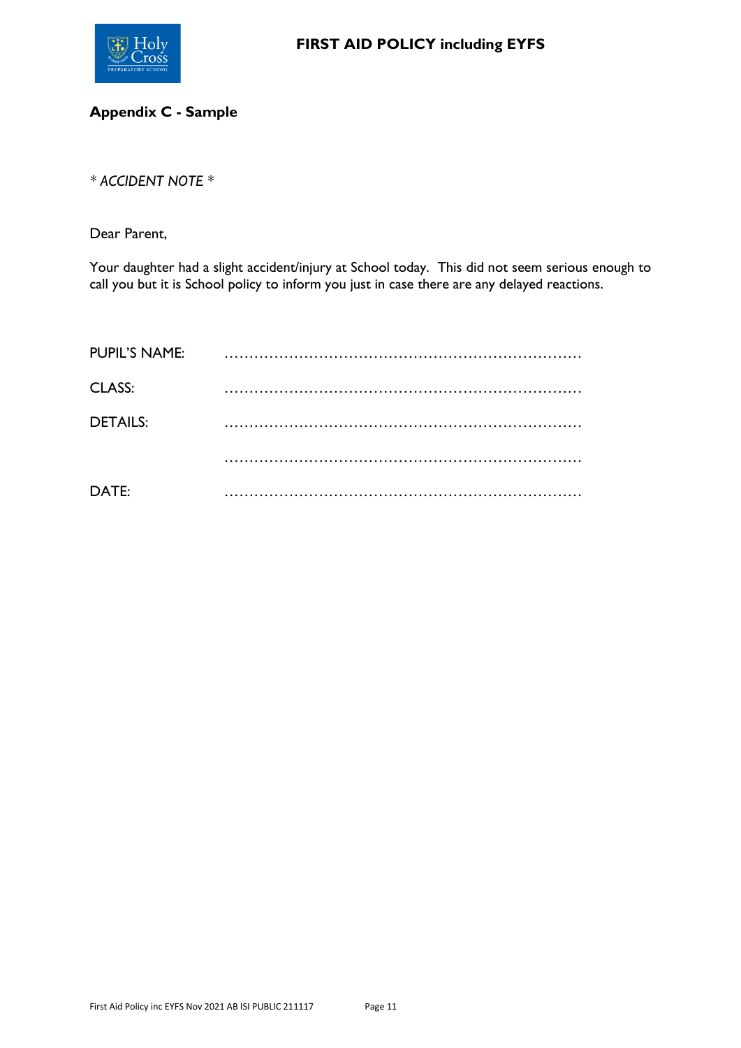## Appendix C - Sample

*\* ACCIDENT NOTE \**

Dear Parent,

Your daughter had a slight accident/injury at School today. This did not seem serious enough to call you but it is School policy to inform you just in case there are any delayed reactions.

PUPIL'S NAME: ………………………………………………………………

CLASS: ………………………………………………………………

DETAILS: ………………………………………………………………

………………………………………………………………

DATE: ………………………………………………………………